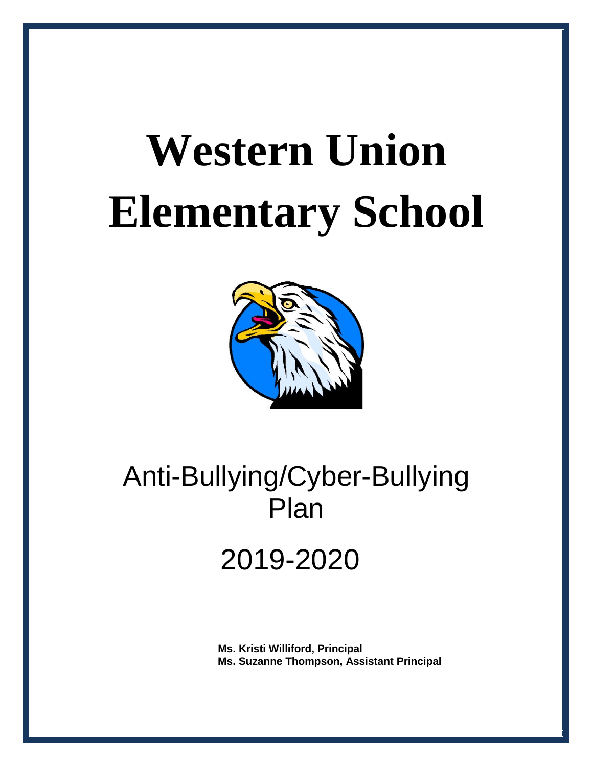# Western Union Elementary School

## Anti-Bullying/Cyber-Bullying Plan

## 2019-2020

**Ms. Kristi Williford, Principal**
**Ms. Suzanne Thompson, Assistant Principal**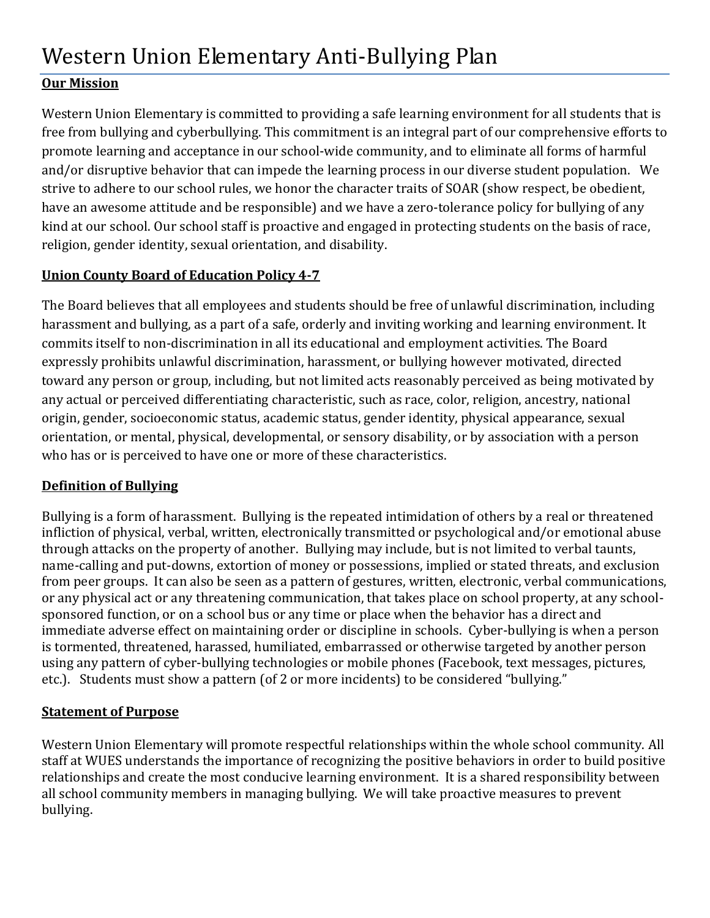# Western Union Elementary Anti-Bullying Plan

**Our Mission**

Western Union Elementary is committed to providing a safe learning environment for all students that is free from bullying and cyberbullying. This commitment is an integral part of our comprehensive efforts to promote learning and acceptance in our school-wide community, and to eliminate all forms of harmful and/or disruptive behavior that can impede the learning process in our diverse student population. We strive to adhere to our school rules, we honor the character traits of SOAR (show respect, be obedient, have an awesome attitude and be responsible) and we have a zero-tolerance policy for bullying of any kind at our school. Our school staff is proactive and engaged in protecting students on the basis of race, religion, gender identity, sexual orientation, and disability.

**Union County Board of Education Policy 4-7**

The Board believes that all employees and students should be free of unlawful discrimination, including harassment and bullying, as a part of a safe, orderly and inviting working and learning environment. It commits itself to non-discrimination in all its educational and employment activities. The Board expressly prohibits unlawful discrimination, harassment, or bullying however motivated, directed toward any person or group, including, but not limited acts reasonably perceived as being motivated by any actual or perceived differentiating characteristic, such as race, color, religion, ancestry, national origin, gender, socioeconomic status, academic status, gender identity, physical appearance, sexual orientation, or mental, physical, developmental, or sensory disability, or by association with a person who has or is perceived to have one or more of these characteristics.

**Definition of Bullying**

Bullying is a form of harassment. Bullying is the repeated intimidation of others by a real or threatened infliction of physical, verbal, written, electronically transmitted or psychological and/or emotional abuse through attacks on the property of another. Bullying may include, but is not limited to verbal taunts, name-calling and put-downs, extortion of money or possessions, implied or stated threats, and exclusion from peer groups. It can also be seen as a pattern of gestures, written, electronic, verbal communications, or any physical act or any threatening communication, that takes place on school property, at any school-sponsored function, or on a school bus or any time or place when the behavior has a direct and immediate adverse effect on maintaining order or discipline in schools. Cyber-bullying is when a person is tormented, threatened, harassed, humiliated, embarrassed or otherwise targeted by another person using any pattern of cyber-bullying technologies or mobile phones (Facebook, text messages, pictures, etc.). Students must show a pattern (of 2 or more incidents) to be considered "bullying."

**Statement of Purpose**

Western Union Elementary will promote respectful relationships within the whole school community. All staff at WUES understands the importance of recognizing the positive behaviors in order to build positive relationships and create the most conducive learning environment. It is a shared responsibility between all school community members in managing bullying. We will take proactive measures to prevent bullying.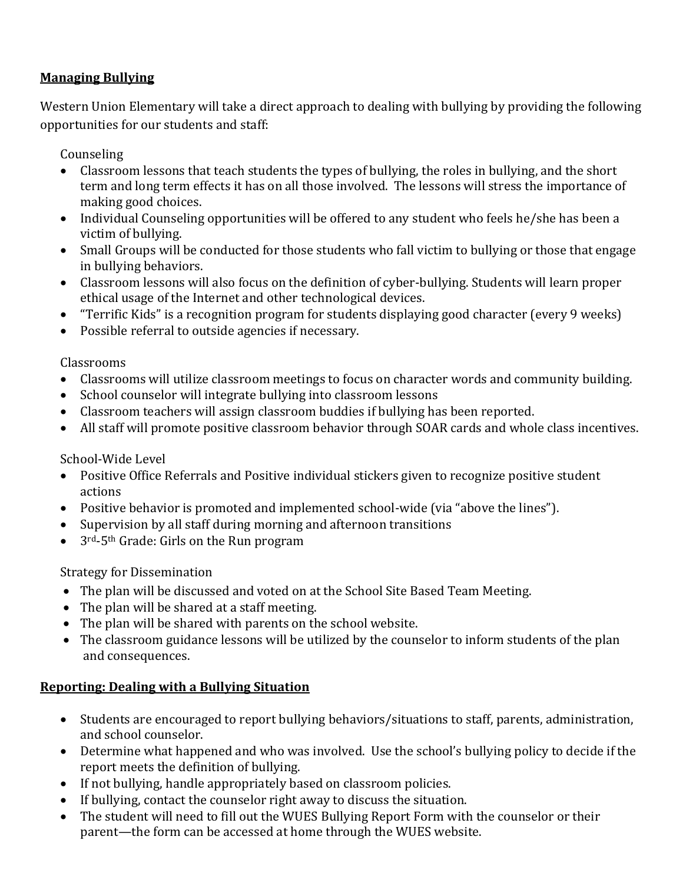## Managing Bullying

Western Union Elementary will take a direct approach to dealing with bullying by providing the following opportunities for our students and staff:

Counseling

- Classroom lessons that teach students the types of bullying, the roles in bullying, and the short term and long term effects it has on all those involved. The lessons will stress the importance of making good choices.
- Individual Counseling opportunities will be offered to any student who feels he/she has been a victim of bullying.
- Small Groups will be conducted for those students who fall victim to bullying or those that engage in bullying behaviors.
- Classroom lessons will also focus on the definition of cyber-bullying. Students will learn proper ethical usage of the Internet and other technological devices.
- "Terrific Kids" is a recognition program for students displaying good character (every 9 weeks)
- Possible referral to outside agencies if necessary.

Classrooms

- Classrooms will utilize classroom meetings to focus on character words and community building.
- School counselor will integrate bullying into classroom lessons
- Classroom teachers will assign classroom buddies if bullying has been reported.
- All staff will promote positive classroom behavior through SOAR cards and whole class incentives.

School-Wide Level

- Positive Office Referrals and Positive individual stickers given to recognize positive student actions
- Positive behavior is promoted and implemented school-wide (via "above the lines").
- Supervision by all staff during morning and afternoon transitions
- 3rd-5th Grade: Girls on the Run program

Strategy for Dissemination

- The plan will be discussed and voted on at the School Site Based Team Meeting.
- The plan will be shared at a staff meeting.
- The plan will be shared with parents on the school website.
- The classroom guidance lessons will be utilized by the counselor to inform students of the plan and consequences.

## Reporting: Dealing with a Bullying Situation

- Students are encouraged to report bullying behaviors/situations to staff, parents, administration, and school counselor.
- Determine what happened and who was involved. Use the school's bullying policy to decide if the report meets the definition of bullying.
- If not bullying, handle appropriately based on classroom policies.
- If bullying, contact the counselor right away to discuss the situation.
- The student will need to fill out the WUES Bullying Report Form with the counselor or their parent—the form can be accessed at home through the WUES website.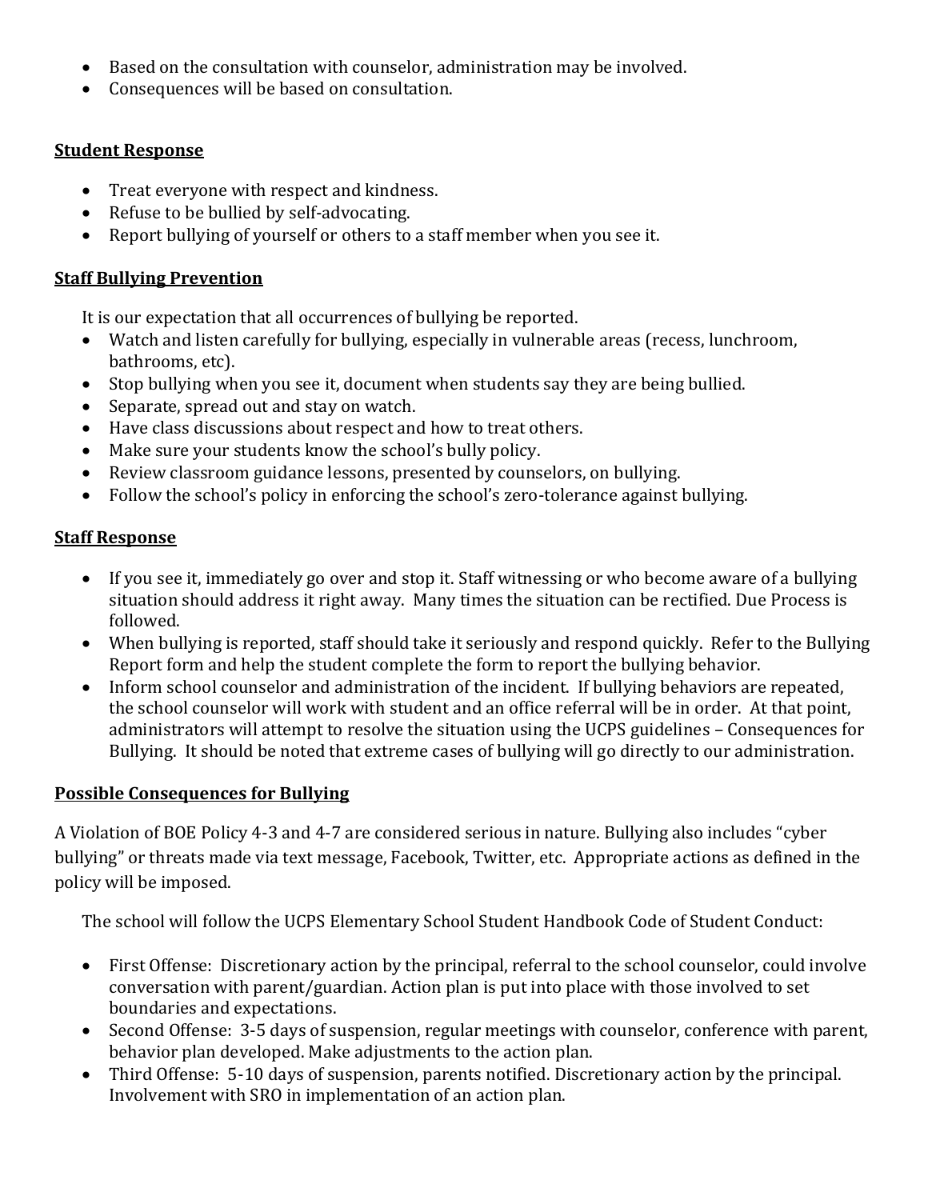- Based on the consultation with counselor, administration may be involved.
- Consequences will be based on consultation.

**Student Response**

- Treat everyone with respect and kindness.
- Refuse to be bullied by self-advocating.
- Report bullying of yourself or others to a staff member when you see it.

**Staff Bullying Prevention**

It is our expectation that all occurrences of bullying be reported.

- Watch and listen carefully for bullying, especially in vulnerable areas (recess, lunchroom, bathrooms, etc).
- Stop bullying when you see it, document when students say they are being bullied.
- Separate, spread out and stay on watch.
- Have class discussions about respect and how to treat others.
- Make sure your students know the school's bully policy.
- Review classroom guidance lessons, presented by counselors, on bullying.
- Follow the school's policy in enforcing the school's zero-tolerance against bullying.

**Staff Response**

- If you see it, immediately go over and stop it. Staff witnessing or who become aware of a bullying situation should address it right away. Many times the situation can be rectified. Due Process is followed.
- When bullying is reported, staff should take it seriously and respond quickly. Refer to the Bullying Report form and help the student complete the form to report the bullying behavior.
- Inform school counselor and administration of the incident. If bullying behaviors are repeated, the school counselor will work with student and an office referral will be in order. At that point, administrators will attempt to resolve the situation using the UCPS guidelines – Consequences for Bullying. It should be noted that extreme cases of bullying will go directly to our administration.

**Possible Consequences for Bullying**

A Violation of BOE Policy 4-3 and 4-7 are considered serious in nature. Bullying also includes "cyber bullying" or threats made via text message, Facebook, Twitter, etc. Appropriate actions as defined in the policy will be imposed.

The school will follow the UCPS Elementary School Student Handbook Code of Student Conduct:

- First Offense: Discretionary action by the principal, referral to the school counselor, could involve conversation with parent/guardian. Action plan is put into place with those involved to set boundaries and expectations.
- Second Offense: 3-5 days of suspension, regular meetings with counselor, conference with parent, behavior plan developed. Make adjustments to the action plan.
- Third Offense: 5-10 days of suspension, parents notified. Discretionary action by the principal. Involvement with SRO in implementation of an action plan.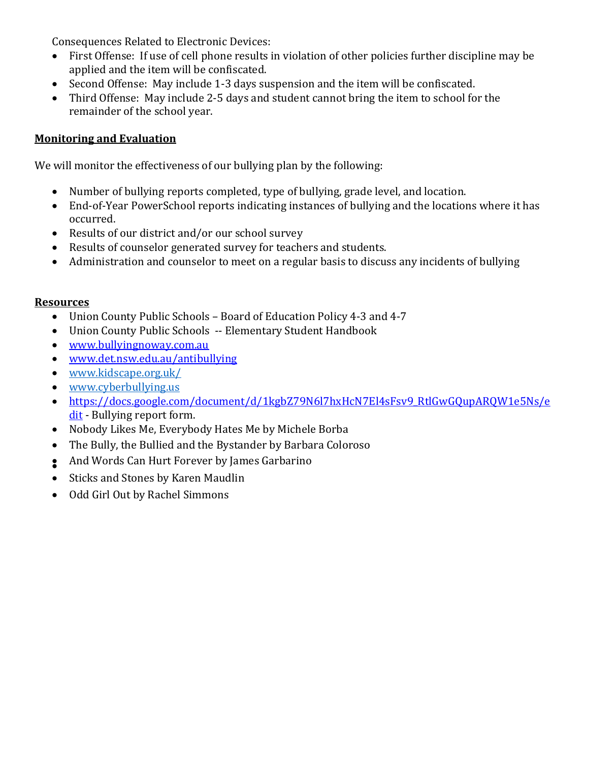Consequences Related to Electronic Devices:

- First Offense: If use of cell phone results in violation of other policies further discipline may be applied and the item will be confiscated.
- Second Offense: May include 1-3 days suspension and the item will be confiscated.
- Third Offense: May include 2-5 days and student cannot bring the item to school for the remainder of the school year.

## Monitoring and Evaluation

We will monitor the effectiveness of our bullying plan by the following:

- Number of bullying reports completed, type of bullying, grade level, and location.
- End-of-Year PowerSchool reports indicating instances of bullying and the locations where it has occurred.
- Results of our district and/or our school survey
- Results of counselor generated survey for teachers and students.
- Administration and counselor to meet on a regular basis to discuss any incidents of bullying

## Resources

- Union County Public Schools – Board of Education Policy 4-3 and 4-7
- Union County Public Schools -- Elementary Student Handbook
- www.bullyingnoway.com.au
- www.det.nsw.edu.au/antibullying
- www.kidscape.org.uk/
- www.cyberbullying.us
- https://docs.google.com/document/d/1kgbZ79N6l7hxHcN7El4sFsv9_RtlGwGQupARQW1e5Ns/edit - Bullying report form.
- Nobody Likes Me, Everybody Hates Me by Michele Borba
- The Bully, the Bullied and the Bystander by Barbara Coloroso
- And Words Can Hurt Forever by James Garbarino
- Sticks and Stones by Karen Maudlin
- Odd Girl Out by Rachel Simmons